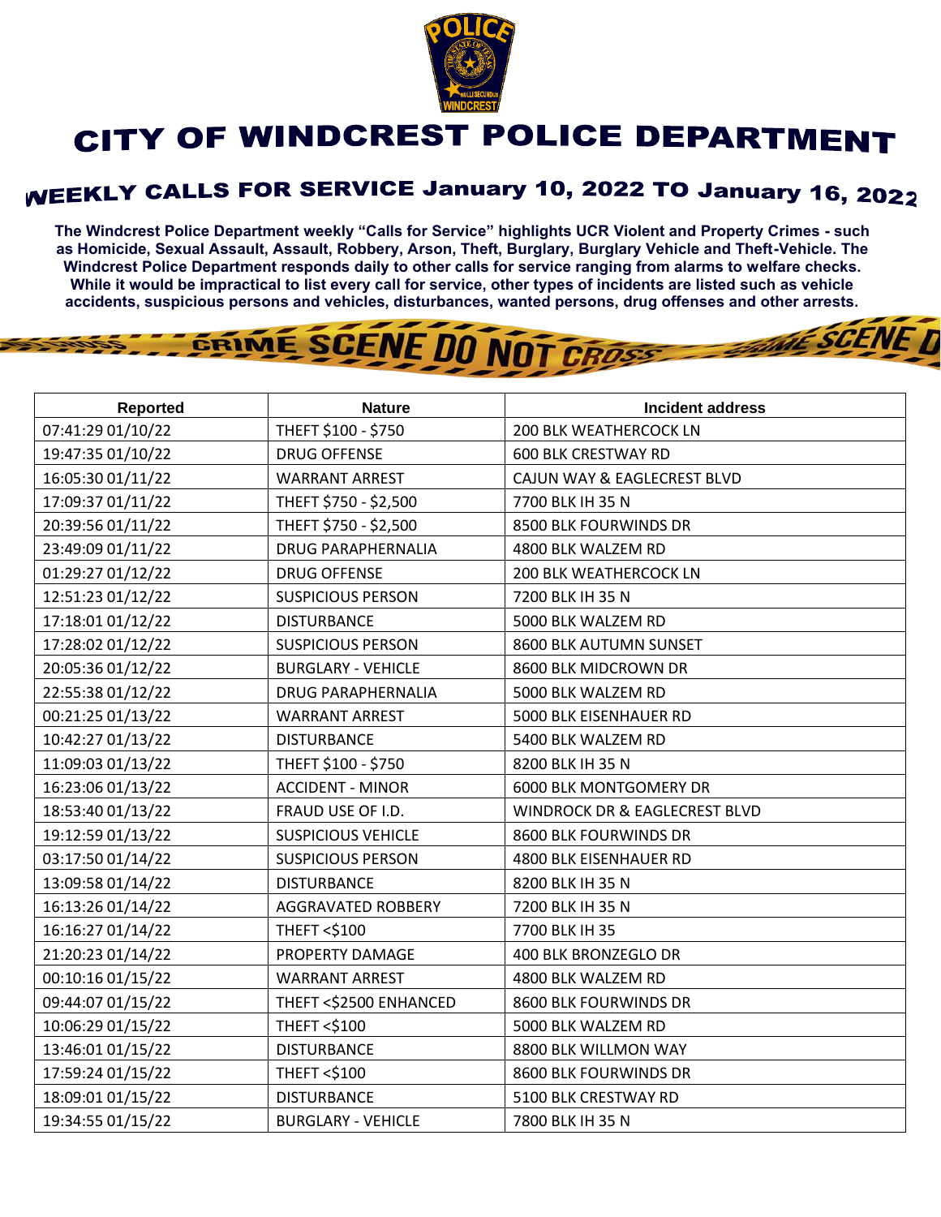# CITY OF WINDCREST POLICE DEPARTMENT

## WEEKLY CALLS FOR SERVICE January 10, 2022 TO January 16, 2022

**The Windcrest Police Department weekly "Calls for Service" highlights UCR Violent and Property Crimes - such as Homicide, Sexual Assault, Assault, Robbery, Arson, Theft, Burglary, Burglary Vehicle and Theft-Vehicle. The Windcrest Police Department responds daily to other calls for service ranging from alarms to welfare checks. While it would be impractical to list every call for service, other types of incidents are listed such as vehicle accidents, suspicious persons and vehicles, disturbances, wanted persons, drug offenses and other arrests.**

| Reported | Nature | Incident address |
|---|---|---|
| 07:41:29 01/10/22 | THEFT $100 - $750 | 200 BLK WEATHERCOCK LN |
| 19:47:35 01/10/22 | DRUG OFFENSE | 600 BLK CRESTWAY RD |
| 16:05:30 01/11/22 | WARRANT ARREST | CAJUN WAY & EAGLECREST BLVD |
| 17:09:37 01/11/22 | THEFT $750 - $2,500 | 7700 BLK IH 35 N |
| 20:39:56 01/11/22 | THEFT $750 - $2,500 | 8500 BLK FOURWINDS DR |
| 23:49:09 01/11/22 | DRUG PARAPHERNALIA | 4800 BLK WALZEM RD |
| 01:29:27 01/12/22 | DRUG OFFENSE | 200 BLK WEATHERCOCK LN |
| 12:51:23 01/12/22 | SUSPICIOUS PERSON | 7200 BLK IH 35 N |
| 17:18:01 01/12/22 | DISTURBANCE | 5000 BLK WALZEM RD |
| 17:28:02 01/12/22 | SUSPICIOUS PERSON | 8600 BLK AUTUMN SUNSET |
| 20:05:36 01/12/22 | BURGLARY - VEHICLE | 8600 BLK MIDCROWN DR |
| 22:55:38 01/12/22 | DRUG PARAPHERNALIA | 5000 BLK WALZEM RD |
| 00:21:25 01/13/22 | WARRANT ARREST | 5000 BLK EISENHAUER RD |
| 10:42:27 01/13/22 | DISTURBANCE | 5400 BLK WALZEM RD |
| 11:09:03 01/13/22 | THEFT $100 - $750 | 8200 BLK IH 35 N |
| 16:23:06 01/13/22 | ACCIDENT - MINOR | 6000 BLK MONTGOMERY DR |
| 18:53:40 01/13/22 | FRAUD USE OF I.D. | WINDROCK DR & EAGLECREST BLVD |
| 19:12:59 01/13/22 | SUSPICIOUS VEHICLE | 8600 BLK FOURWINDS DR |
| 03:17:50 01/14/22 | SUSPICIOUS PERSON | 4800 BLK EISENHAUER RD |
| 13:09:58 01/14/22 | DISTURBANCE | 8200 BLK IH 35 N |
| 16:13:26 01/14/22 | AGGRAVATED ROBBERY | 7200 BLK IH 35 N |
| 16:16:27 01/14/22 | THEFT <$100 | 7700 BLK IH 35 |
| 21:20:23 01/14/22 | PROPERTY DAMAGE | 400 BLK BRONZEGLO DR |
| 00:10:16 01/15/22 | WARRANT ARREST | 4800 BLK WALZEM RD |
| 09:44:07 01/15/22 | THEFT <$2500 ENHANCED | 8600 BLK FOURWINDS DR |
| 10:06:29 01/15/22 | THEFT <$100 | 5000 BLK WALZEM RD |
| 13:46:01 01/15/22 | DISTURBANCE | 8800 BLK WILLMON WAY |
| 17:59:24 01/15/22 | THEFT <$100 | 8600 BLK FOURWINDS DR |
| 18:09:01 01/15/22 | DISTURBANCE | 5100 BLK CRESTWAY RD |
| 19:34:55 01/15/22 | BURGLARY - VEHICLE | 7800 BLK IH 35 N |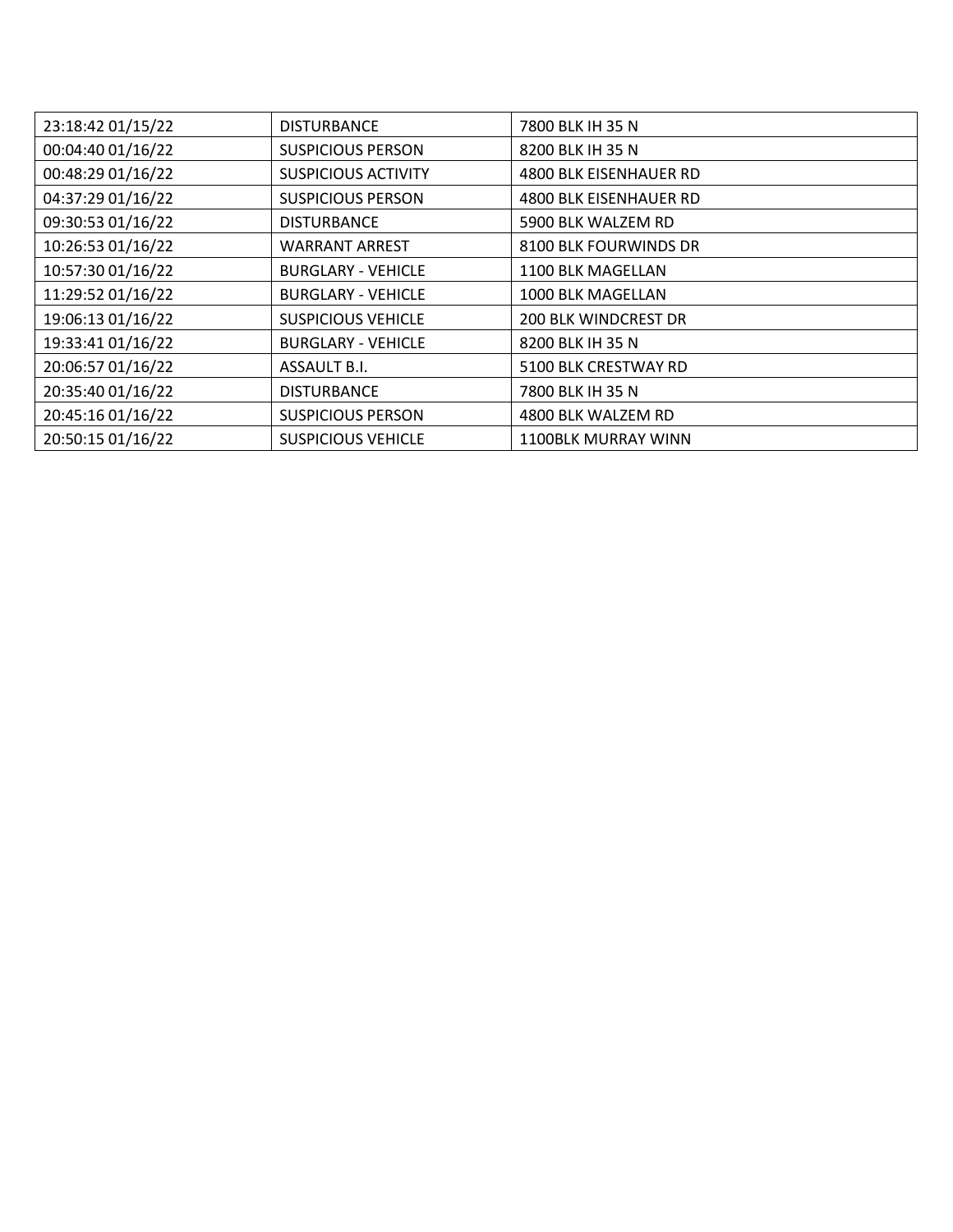| | | |
|---|---|---|
| 23:18:42 01/15/22 | DISTURBANCE | 7800 BLK IH 35 N |
| 00:04:40 01/16/22 | SUSPICIOUS PERSON | 8200 BLK IH 35 N |
| 00:48:29 01/16/22 | SUSPICIOUS ACTIVITY | 4800 BLK EISENHAUER RD |
| 04:37:29 01/16/22 | SUSPICIOUS PERSON | 4800 BLK EISENHAUER RD |
| 09:30:53 01/16/22 | DISTURBANCE | 5900 BLK WALZEM RD |
| 10:26:53 01/16/22 | WARRANT ARREST | 8100 BLK FOURWINDS DR |
| 10:57:30 01/16/22 | BURGLARY - VEHICLE | 1100 BLK MAGELLAN |
| 11:29:52 01/16/22 | BURGLARY - VEHICLE | 1000 BLK MAGELLAN |
| 19:06:13 01/16/22 | SUSPICIOUS VEHICLE | 200 BLK WINDCREST DR |
| 19:33:41 01/16/22 | BURGLARY - VEHICLE | 8200 BLK IH 35 N |
| 20:06:57 01/16/22 | ASSAULT B.I. | 5100 BLK CRESTWAY RD |
| 20:35:40 01/16/22 | DISTURBANCE | 7800 BLK IH 35 N |
| 20:45:16 01/16/22 | SUSPICIOUS PERSON | 4800 BLK WALZEM RD |
| 20:50:15 01/16/22 | SUSPICIOUS VEHICLE | 1100BLK MURRAY WINN |